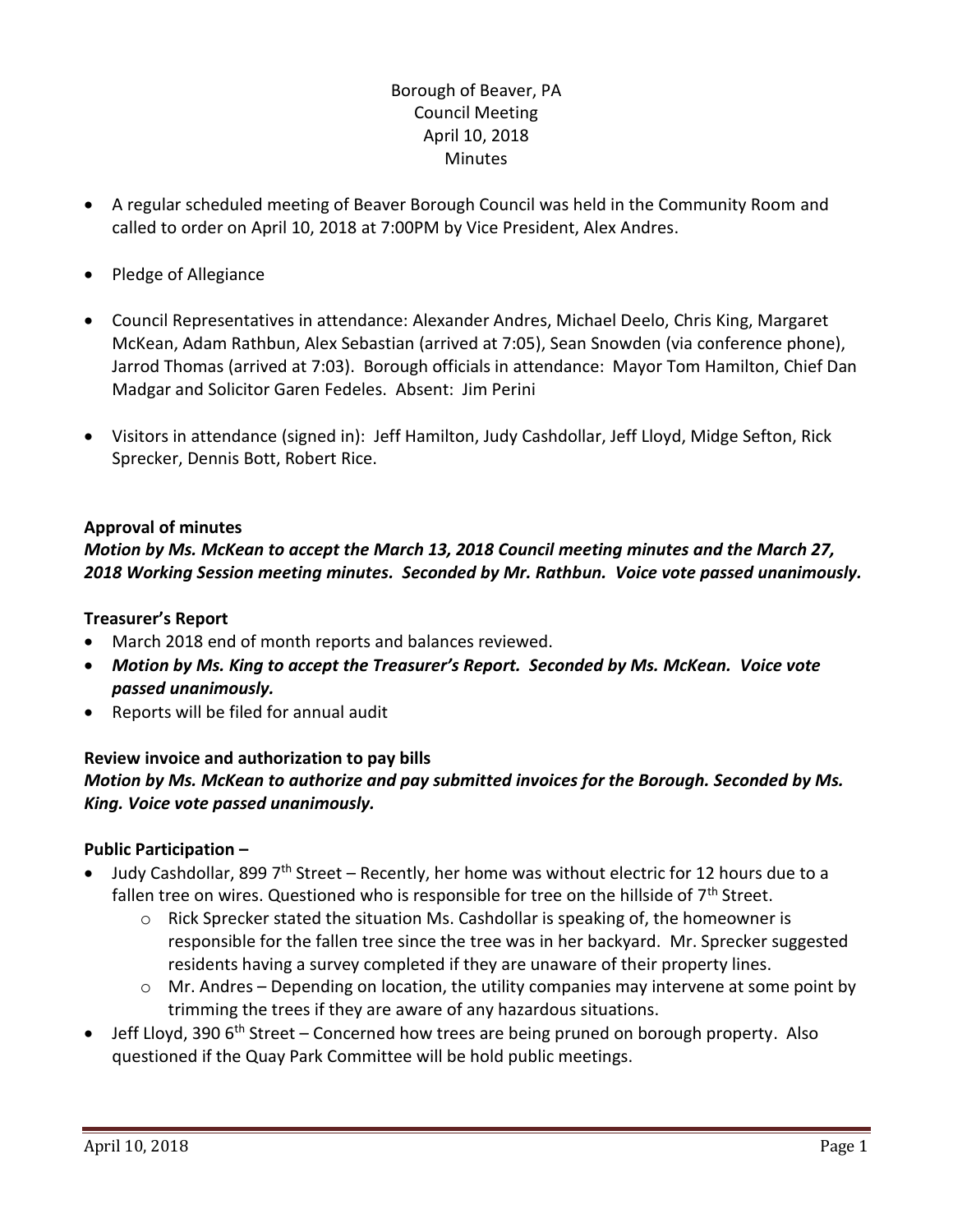Borough of Beaver, PA
Council Meeting
April 10, 2018
Minutes

- A regular scheduled meeting of Beaver Borough Council was held in the Community Room and called to order on April 10, 2018 at 7:00PM by Vice President, Alex Andres.

- Pledge of Allegiance

- Council Representatives in attendance: Alexander Andres, Michael Deelo, Chris King, Margaret McKean, Adam Rathbun, Alex Sebastian (arrived at 7:05), Sean Snowden (via conference phone), Jarrod Thomas (arrived at 7:03). Borough officials in attendance: Mayor Tom Hamilton, Chief Dan Madgar and Solicitor Garen Fedeles. Absent: Jim Perini

- Visitors in attendance (signed in): Jeff Hamilton, Judy Cashdollar, Jeff Lloyd, Midge Sefton, Rick Sprecker, Dennis Bott, Robert Rice.

**Approval of minutes**

***Motion by Ms. McKean to accept the March 13, 2018 Council meeting minutes and the March 27, 2018 Working Session meeting minutes. Seconded by Mr. Rathbun. Voice vote passed unanimously.***

**Treasurer's Report**

- March 2018 end of month reports and balances reviewed.
- ***Motion by Ms. King to accept the Treasurer's Report. Seconded by Ms. McKean. Voice vote passed unanimously.***
- Reports will be filed for annual audit

**Review invoice and authorization to pay bills**

***Motion by Ms. McKean to authorize and pay submitted invoices for the Borough. Seconded by Ms. King. Voice vote passed unanimously.***

**Public Participation –**

- Judy Cashdollar, 899 7th Street – Recently, her home was without electric for 12 hours due to a fallen tree on wires. Questioned who is responsible for tree on the hillside of 7th Street.
  - Rick Sprecker stated the situation Ms. Cashdollar is speaking of, the homeowner is responsible for the fallen tree since the tree was in her backyard. Mr. Sprecker suggested residents having a survey completed if they are unaware of their property lines.
  - Mr. Andres – Depending on location, the utility companies may intervene at some point by trimming the trees if they are aware of any hazardous situations.
- Jeff Lloyd, 390 6th Street – Concerned how trees are being pruned on borough property. Also questioned if the Quay Park Committee will be hold public meetings.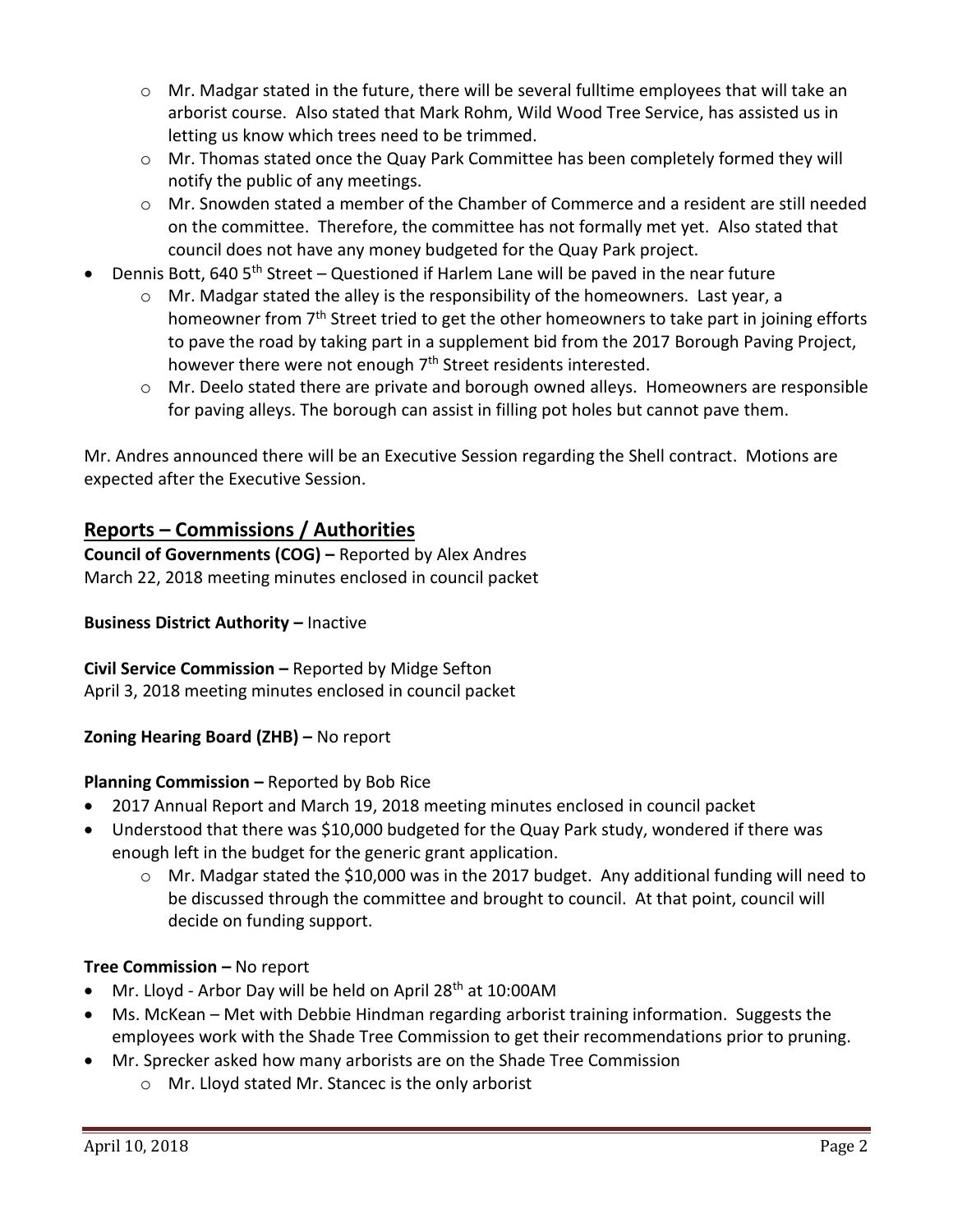- Mr. Madgar stated in the future, there will be several fulltime employees that will take an arborist course. Also stated that Mark Rohm, Wild Wood Tree Service, has assisted us in letting us know which trees need to be trimmed.
  - Mr. Thomas stated once the Quay Park Committee has been completely formed they will notify the public of any meetings.
  - Mr. Snowden stated a member of the Chamber of Commerce and a resident are still needed on the committee. Therefore, the committee has not formally met yet. Also stated that council does not have any money budgeted for the Quay Park project.
- Dennis Bott, 640 5th Street – Questioned if Harlem Lane will be paved in the near future
  - Mr. Madgar stated the alley is the responsibility of the homeowners. Last year, a homeowner from 7th Street tried to get the other homeowners to take part in joining efforts to pave the road by taking part in a supplement bid from the 2017 Borough Paving Project, however there were not enough 7th Street residents interested.
  - Mr. Deelo stated there are private and borough owned alleys. Homeowners are responsible for paving alleys. The borough can assist in filling pot holes but cannot pave them.

Mr. Andres announced there will be an Executive Session regarding the Shell contract. Motions are expected after the Executive Session.

## Reports – Commissions / Authorities

**Council of Governments (COG) –** Reported by Alex Andres
March 22, 2018 meeting minutes enclosed in council packet

**Business District Authority –** Inactive

**Civil Service Commission –** Reported by Midge Sefton
April 3, 2018 meeting minutes enclosed in council packet

**Zoning Hearing Board (ZHB) –** No report

**Planning Commission –** Reported by Bob Rice

- 2017 Annual Report and March 19, 2018 meeting minutes enclosed in council packet
- Understood that there was $10,000 budgeted for the Quay Park study, wondered if there was enough left in the budget for the generic grant application.
  - Mr. Madgar stated the $10,000 was in the 2017 budget. Any additional funding will need to be discussed through the committee and brought to council. At that point, council will decide on funding support.

**Tree Commission –** No report

- Mr. Lloyd - Arbor Day will be held on April 28th at 10:00AM
- Ms. McKean – Met with Debbie Hindman regarding arborist training information. Suggests the employees work with the Shade Tree Commission to get their recommendations prior to pruning.
- Mr. Sprecker asked how many arborists are on the Shade Tree Commission
  - Mr. Lloyd stated Mr. Stancec is the only arborist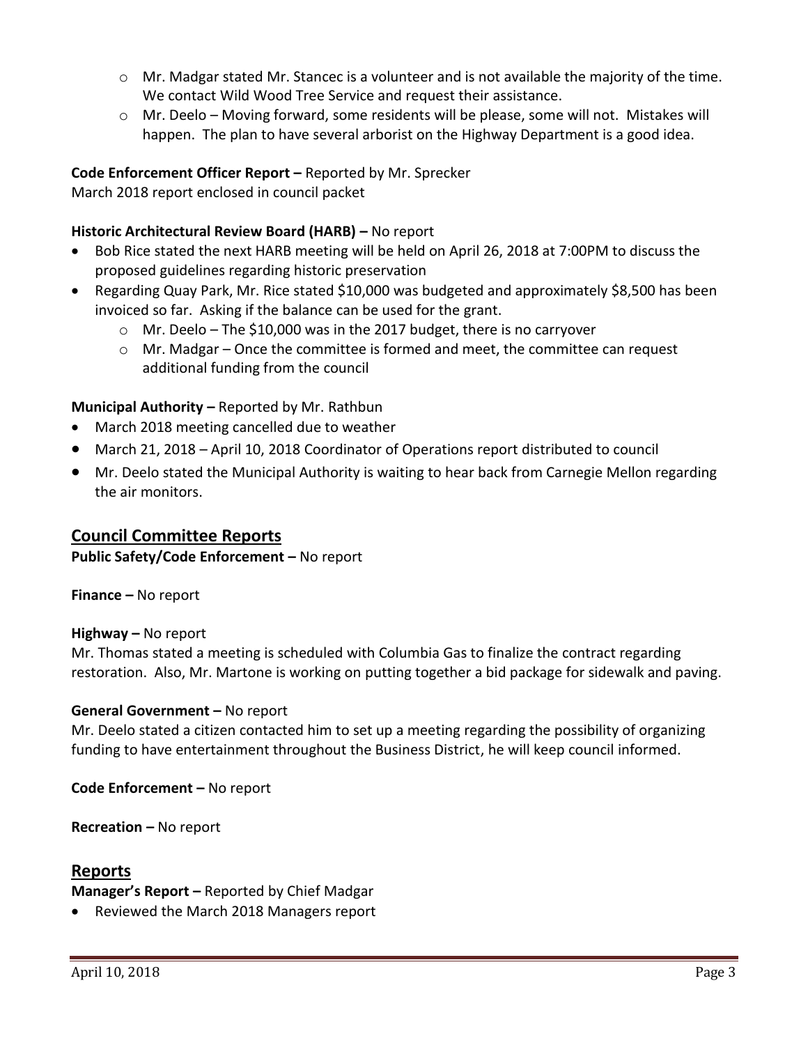- Mr. Madgar stated Mr. Stancec is a volunteer and is not available the majority of the time. We contact Wild Wood Tree Service and request their assistance.
  - Mr. Deelo – Moving forward, some residents will be please, some will not. Mistakes will happen. The plan to have several arborist on the Highway Department is a good idea.

**Code Enforcement Officer Report –** Reported by Mr. Sprecker
March 2018 report enclosed in council packet

**Historic Architectural Review Board (HARB) –** No report

- Bob Rice stated the next HARB meeting will be held on April 26, 2018 at 7:00PM to discuss the proposed guidelines regarding historic preservation
- Regarding Quay Park, Mr. Rice stated $10,000 was budgeted and approximately $8,500 has been invoiced so far. Asking if the balance can be used for the grant.
  - Mr. Deelo – The $10,000 was in the 2017 budget, there is no carryover
  - Mr. Madgar – Once the committee is formed and meet, the committee can request additional funding from the council

**Municipal Authority –** Reported by Mr. Rathbun

- March 2018 meeting cancelled due to weather
- March 21, 2018 – April 10, 2018 Coordinator of Operations report distributed to council
- Mr. Deelo stated the Municipal Authority is waiting to hear back from Carnegie Mellon regarding the air monitors.

## Council Committee Reports

**Public Safety/Code Enforcement –** No report

**Finance –** No report

**Highway –** No report
Mr. Thomas stated a meeting is scheduled with Columbia Gas to finalize the contract regarding restoration. Also, Mr. Martone is working on putting together a bid package for sidewalk and paving.

**General Government –** No report
Mr. Deelo stated a citizen contacted him to set up a meeting regarding the possibility of organizing funding to have entertainment throughout the Business District, he will keep council informed.

**Code Enforcement –** No report

**Recreation –** No report

## Reports

**Manager's Report –** Reported by Chief Madgar

- Reviewed the March 2018 Managers report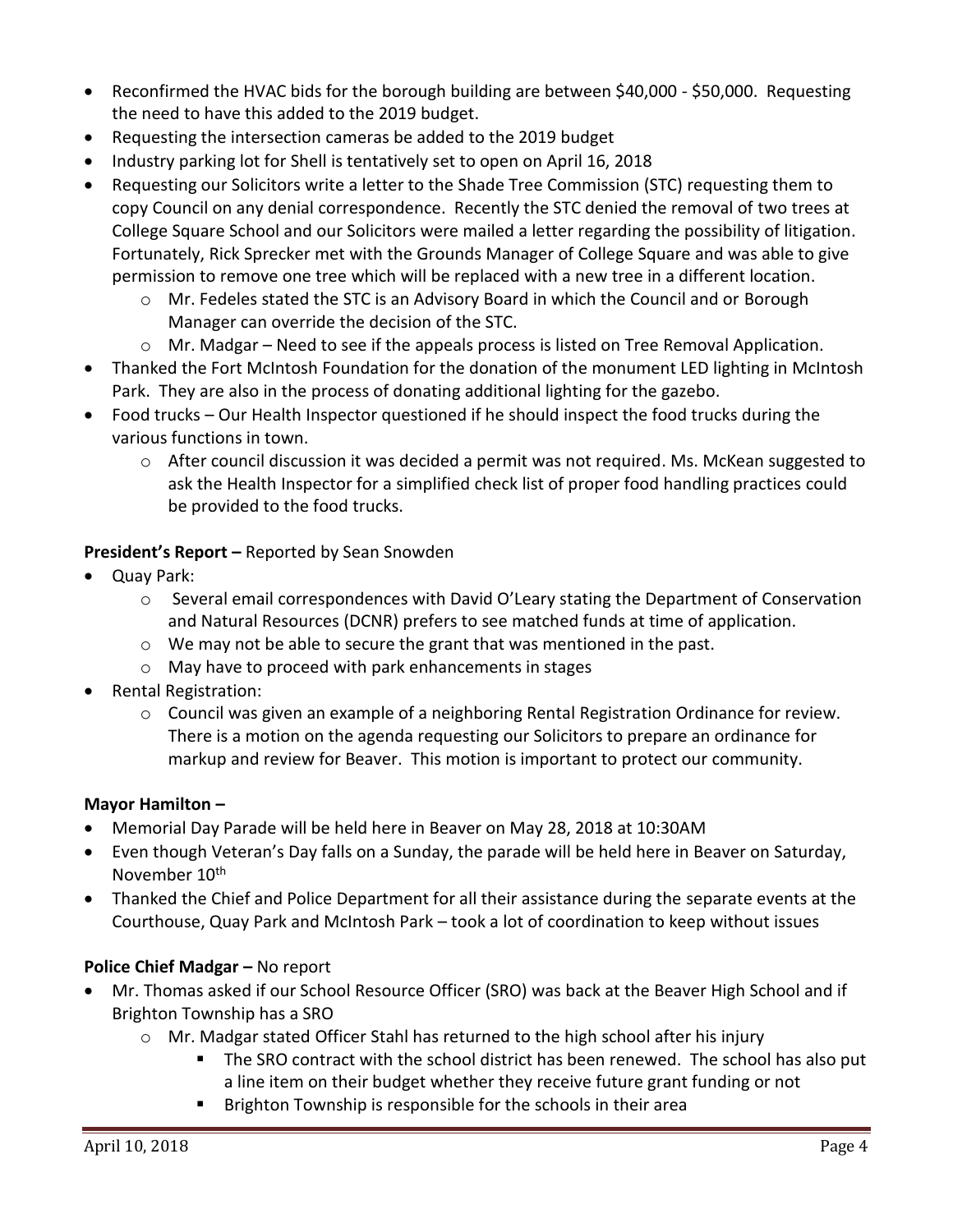- Reconfirmed the HVAC bids for the borough building are between $40,000 - $50,000. Requesting the need to have this added to the 2019 budget.
- Requesting the intersection cameras be added to the 2019 budget
- Industry parking lot for Shell is tentatively set to open on April 16, 2018
- Requesting our Solicitors write a letter to the Shade Tree Commission (STC) requesting them to copy Council on any denial correspondence. Recently the STC denied the removal of two trees at College Square School and our Solicitors were mailed a letter regarding the possibility of litigation. Fortunately, Rick Sprecker met with the Grounds Manager of College Square and was able to give permission to remove one tree which will be replaced with a new tree in a different location.
  - Mr. Fedeles stated the STC is an Advisory Board in which the Council and or Borough Manager can override the decision of the STC.
  - Mr. Madgar – Need to see if the appeals process is listed on Tree Removal Application.
- Thanked the Fort McIntosh Foundation for the donation of the monument LED lighting in McIntosh Park. They are also in the process of donating additional lighting for the gazebo.
- Food trucks – Our Health Inspector questioned if he should inspect the food trucks during the various functions in town.
  - After council discussion it was decided a permit was not required. Ms. McKean suggested to ask the Health Inspector for a simplified check list of proper food handling practices could be provided to the food trucks.

**President's Report –** Reported by Sean Snowden

- Quay Park:
  - Several email correspondences with David O'Leary stating the Department of Conservation and Natural Resources (DCNR) prefers to see matched funds at time of application.
  - We may not be able to secure the grant that was mentioned in the past.
  - May have to proceed with park enhancements in stages
- Rental Registration:
  - Council was given an example of a neighboring Rental Registration Ordinance for review. There is a motion on the agenda requesting our Solicitors to prepare an ordinance for markup and review for Beaver. This motion is important to protect our community.

**Mayor Hamilton –**

- Memorial Day Parade will be held here in Beaver on May 28, 2018 at 10:30AM
- Even though Veteran's Day falls on a Sunday, the parade will be held here in Beaver on Saturday, November 10th
- Thanked the Chief and Police Department for all their assistance during the separate events at the Courthouse, Quay Park and McIntosh Park – took a lot of coordination to keep without issues

**Police Chief Madgar –** No report

- Mr. Thomas asked if our School Resource Officer (SRO) was back at the Beaver High School and if Brighton Township has a SRO
  - Mr. Madgar stated Officer Stahl has returned to the high school after his injury
    - The SRO contract with the school district has been renewed. The school has also put a line item on their budget whether they receive future grant funding or not
    - Brighton Township is responsible for the schools in their area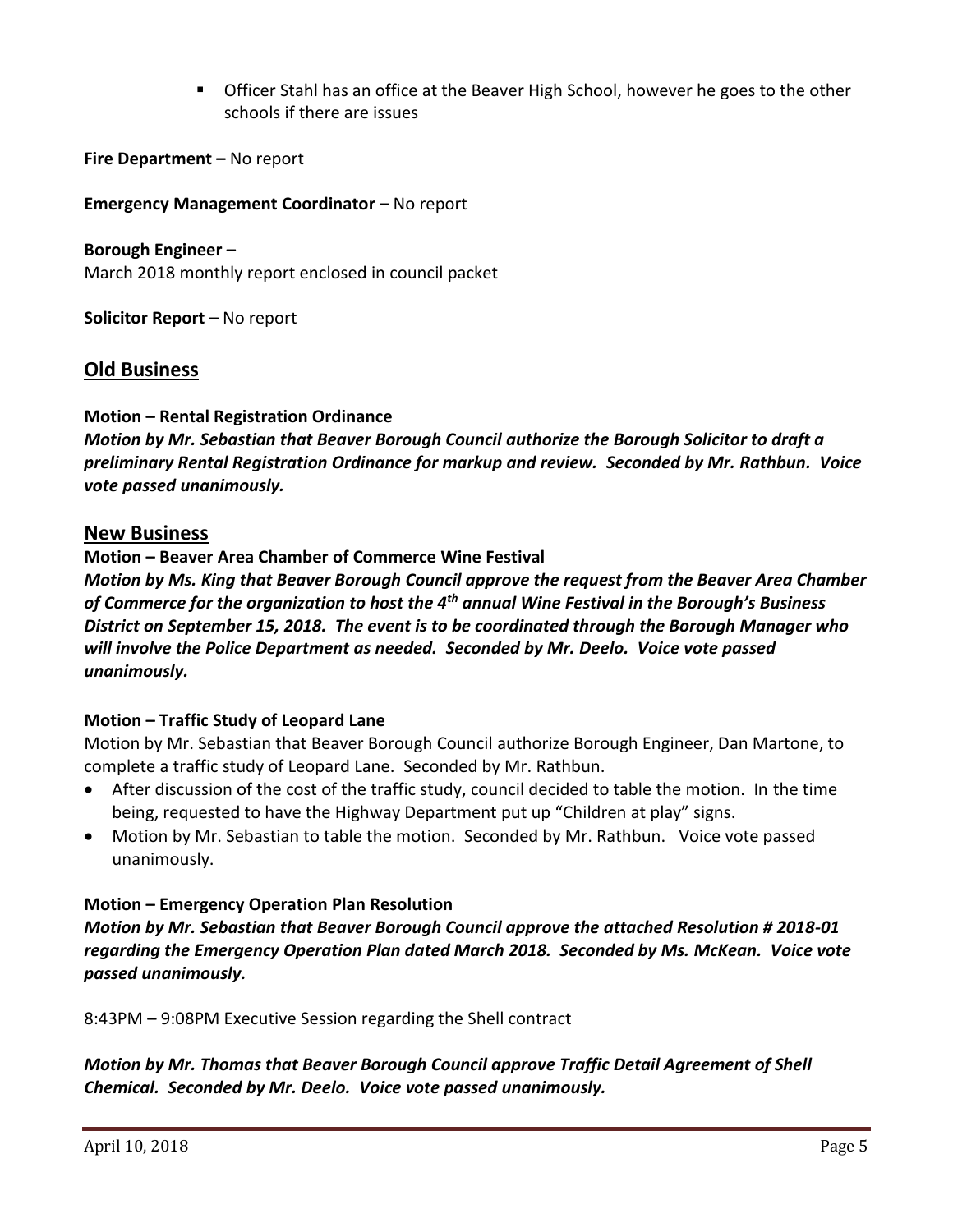- Officer Stahl has an office at the Beaver High School, however he goes to the other schools if there are issues

**Fire Department –** No report

**Emergency Management Coordinator –** No report

**Borough Engineer –**
March 2018 monthly report enclosed in council packet

**Solicitor Report –** No report

## Old Business

**Motion – Rental Registration Ordinance**
***Motion by Mr. Sebastian that Beaver Borough Council authorize the Borough Solicitor to draft a preliminary Rental Registration Ordinance for markup and review. Seconded by Mr. Rathbun. Voice vote passed unanimously.***

## New Business

**Motion – Beaver Area Chamber of Commerce Wine Festival**
***Motion by Ms. King that Beaver Borough Council approve the request from the Beaver Area Chamber of Commerce for the organization to host the 4th annual Wine Festival in the Borough's Business District on September 15, 2018. The event is to be coordinated through the Borough Manager who will involve the Police Department as needed. Seconded by Mr. Deelo. Voice vote passed unanimously.***

**Motion – Traffic Study of Leopard Lane**
Motion by Mr. Sebastian that Beaver Borough Council authorize Borough Engineer, Dan Martone, to complete a traffic study of Leopard Lane. Seconded by Mr. Rathbun.

- After discussion of the cost of the traffic study, council decided to table the motion. In the time being, requested to have the Highway Department put up "Children at play" signs.
- Motion by Mr. Sebastian to table the motion. Seconded by Mr. Rathbun. Voice vote passed unanimously.

**Motion – Emergency Operation Plan Resolution**
***Motion by Mr. Sebastian that Beaver Borough Council approve the attached Resolution # 2018-01 regarding the Emergency Operation Plan dated March 2018. Seconded by Ms. McKean. Voice vote passed unanimously.***

8:43PM – 9:08PM Executive Session regarding the Shell contract

***Motion by Mr. Thomas that Beaver Borough Council approve Traffic Detail Agreement of Shell Chemical. Seconded by Mr. Deelo. Voice vote passed unanimously.***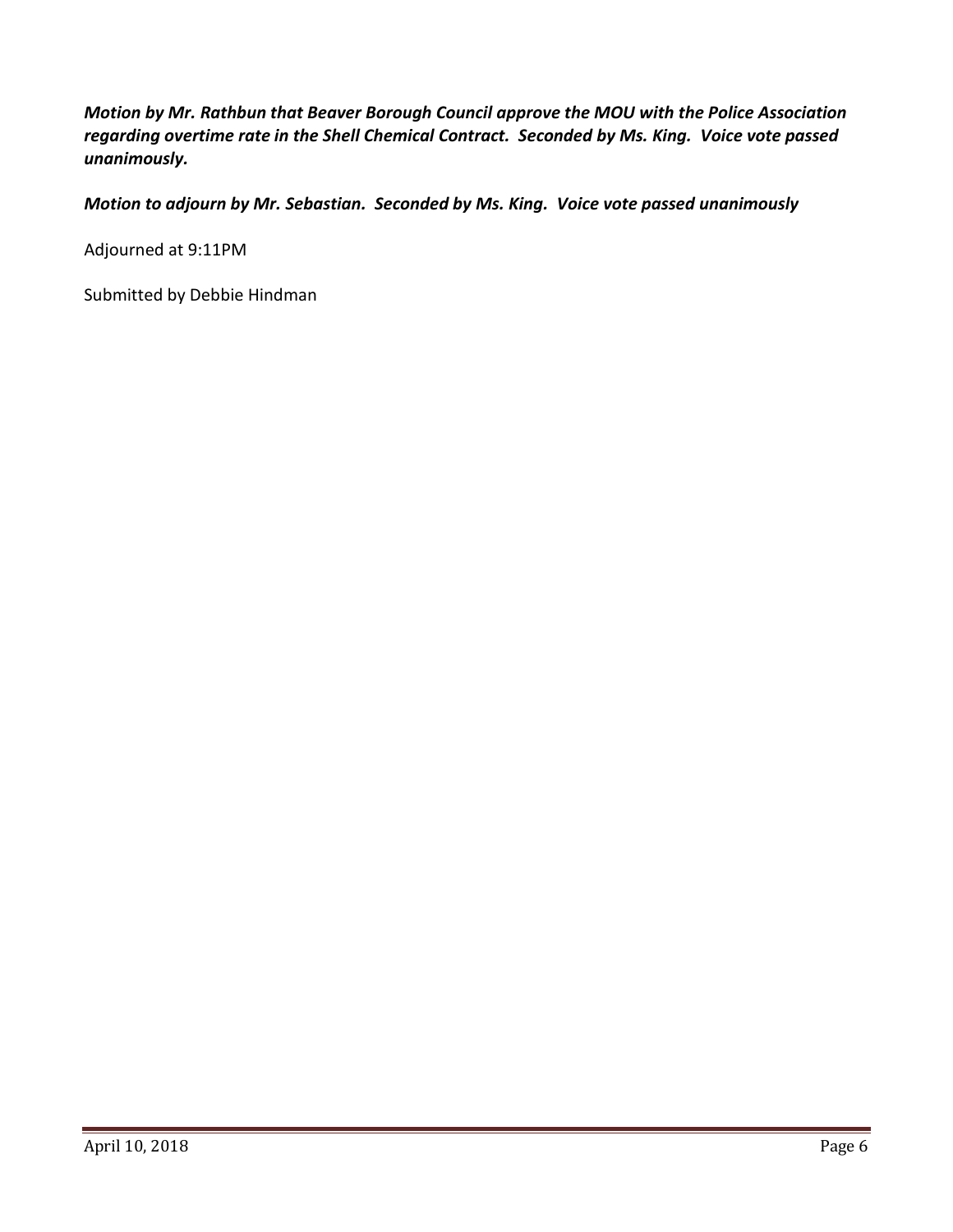***Motion by Mr. Rathbun that Beaver Borough Council approve the MOU with the Police Association regarding overtime rate in the Shell Chemical Contract. Seconded by Ms. King. Voice vote passed unanimously.***

***Motion to adjourn by Mr. Sebastian. Seconded by Ms. King. Voice vote passed unanimously***

Adjourned at 9:11PM

Submitted by Debbie Hindman